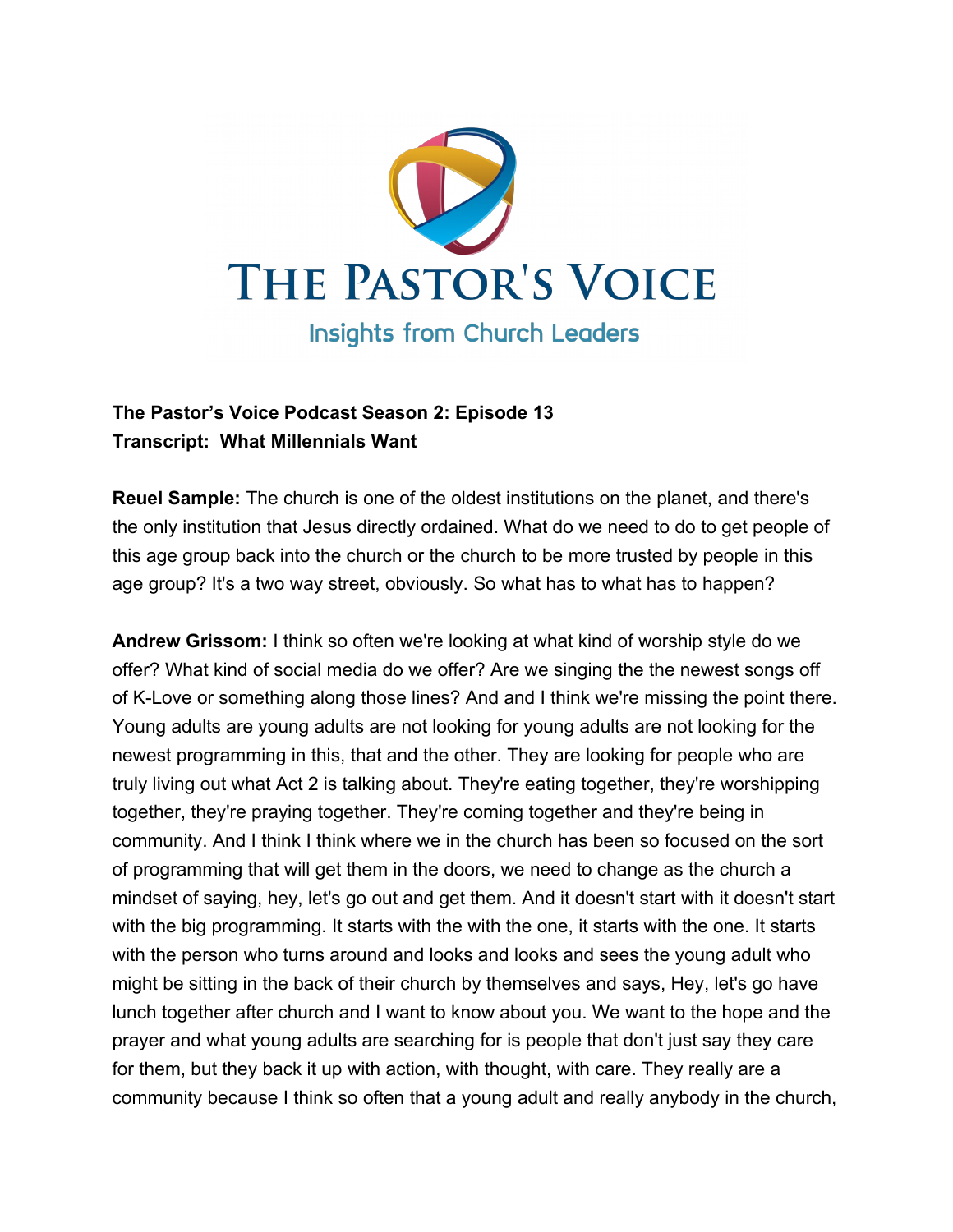# THE PASTOR'S VOICE

## Insights from Church Leaders

**The Pastor's Voice Podcast Season 2: Episode 13**
**Transcript: What Millennials Want**

**Reuel Sample:** The church is one of the oldest institutions on the planet, and there's the only institution that Jesus directly ordained. What do we need to do to get people of this age group back into the church or the church to be more trusted by people in this age group? It's a two way street, obviously. So what has to what has to happen?

**Andrew Grissom:** I think so often we're looking at what kind of worship style do we offer? What kind of social media do we offer? Are we singing the the newest songs off of K-Love or something along those lines? And and I think we're missing the point there. Young adults are young adults are not looking for young adults are not looking for the newest programming in this, that and the other. They are looking for people who are truly living out what Act 2 is talking about. They're eating together, they're worshipping together, they're praying together. They're coming together and they're being in community. And I think I think where we in the church has been so focused on the sort of programming that will get them in the doors, we need to change as the church a mindset of saying, hey, let's go out and get them. And it doesn't start with it doesn't start with the big programming. It starts with the with the one, it starts with the one. It starts with the person who turns around and looks and looks and sees the young adult who might be sitting in the back of their church by themselves and says, Hey, let's go have lunch together after church and I want to know about you. We want to the hope and the prayer and what young adults are searching for is people that don't just say they care for them, but they back it up with action, with thought, with care. They really are a community because I think so often that a young adult and really anybody in the church,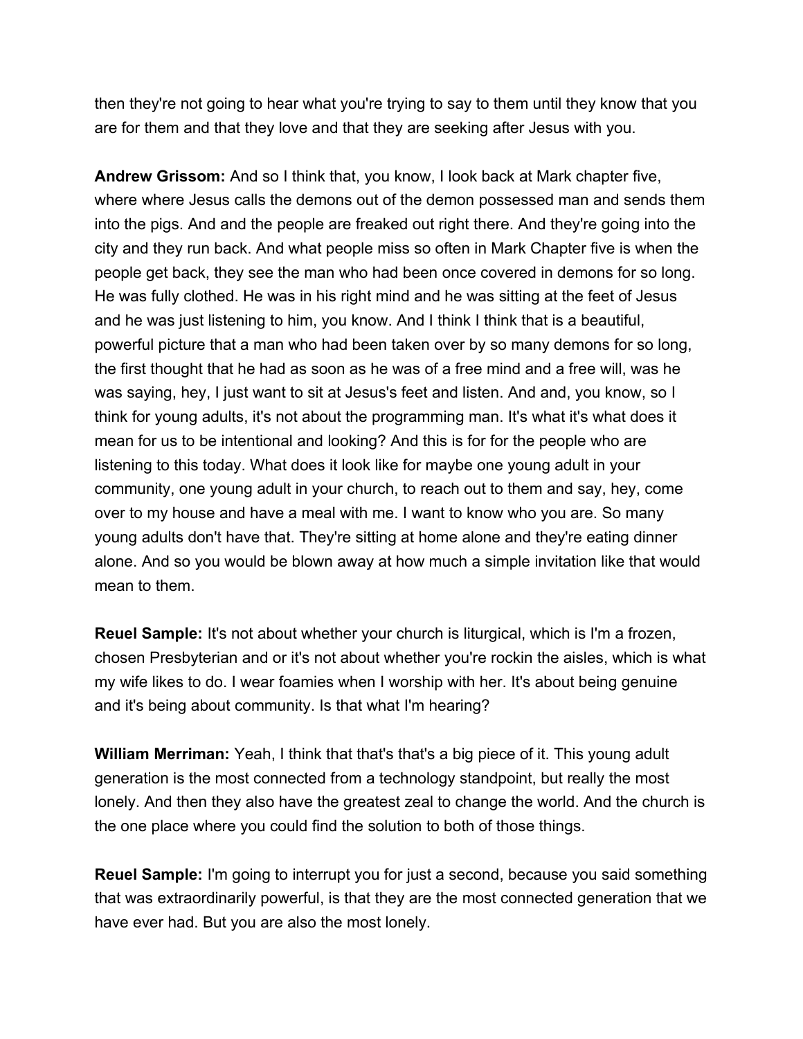then they're not going to hear what you're trying to say to them until they know that you are for them and that they love and that they are seeking after Jesus with you.

**Andrew Grissom:** And so I think that, you know, I look back at Mark chapter five, where where Jesus calls the demons out of the demon possessed man and sends them into the pigs. And and the people are freaked out right there. And they're going into the city and they run back. And what people miss so often in Mark Chapter five is when the people get back, they see the man who had been once covered in demons for so long. He was fully clothed. He was in his right mind and he was sitting at the feet of Jesus and he was just listening to him, you know. And I think I think that is a beautiful, powerful picture that a man who had been taken over by so many demons for so long, the first thought that he had as soon as he was of a free mind and a free will, was he was saying, hey, I just want to sit at Jesus's feet and listen. And and, you know, so I think for young adults, it's not about the programming man. It's what it's what does it mean for us to be intentional and looking? And this is for for the people who are listening to this today. What does it look like for maybe one young adult in your community, one young adult in your church, to reach out to them and say, hey, come over to my house and have a meal with me. I want to know who you are. So many young adults don't have that. They're sitting at home alone and they're eating dinner alone. And so you would be blown away at how much a simple invitation like that would mean to them.

**Reuel Sample:** It's not about whether your church is liturgical, which is I'm a frozen, chosen Presbyterian and or it's not about whether you're rockin the aisles, which is what my wife likes to do. I wear foamies when I worship with her. It's about being genuine and it's being about community. Is that what I'm hearing?

**William Merriman:** Yeah, I think that that's that's a big piece of it. This young adult generation is the most connected from a technology standpoint, but really the most lonely. And then they also have the greatest zeal to change the world. And the church is the one place where you could find the solution to both of those things.

**Reuel Sample:** I'm going to interrupt you for just a second, because you said something that was extraordinarily powerful, is that they are the most connected generation that we have ever had. But you are also the most lonely.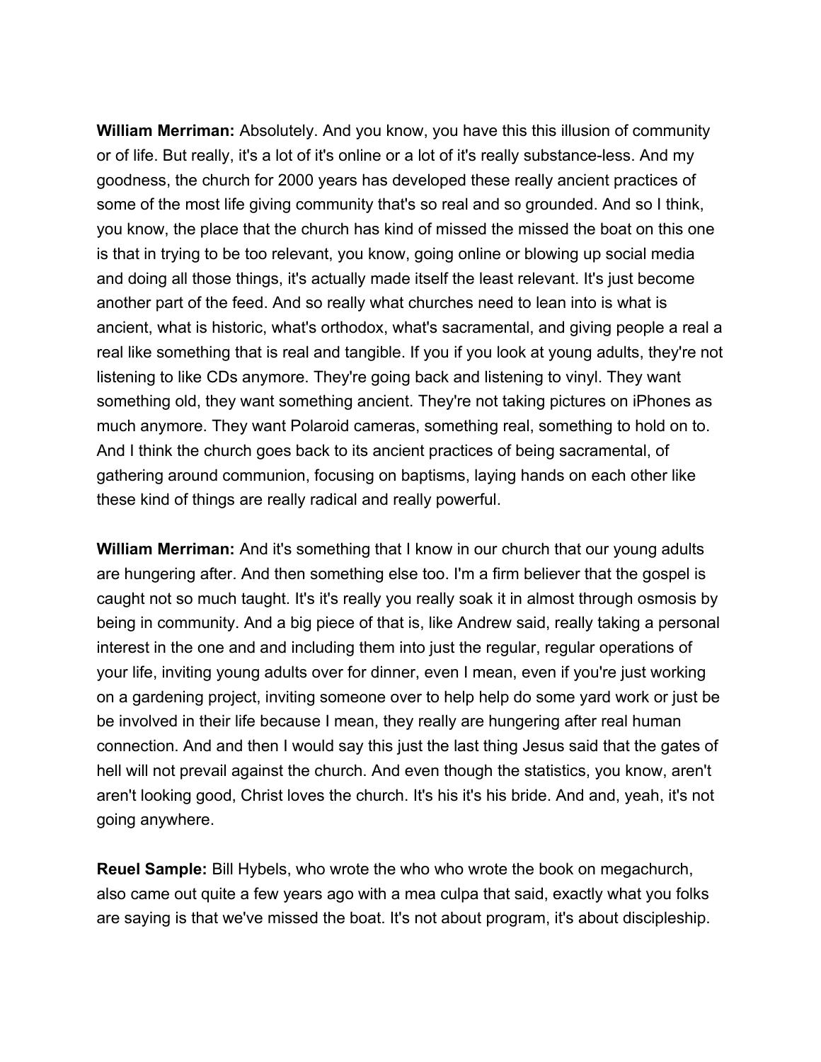**William Merriman:** Absolutely. And you know, you have this this illusion of community or of life. But really, it's a lot of it's online or a lot of it's really substance-less. And my goodness, the church for 2000 years has developed these really ancient practices of some of the most life giving community that's so real and so grounded. And so I think, you know, the place that the church has kind of missed the missed the boat on this one is that in trying to be too relevant, you know, going online or blowing up social media and doing all those things, it's actually made itself the least relevant. It's just become another part of the feed. And so really what churches need to lean into is what is ancient, what is historic, what's orthodox, what's sacramental, and giving people a real a real like something that is real and tangible. If you if you look at young adults, they're not listening to like CDs anymore. They're going back and listening to vinyl. They want something old, they want something ancient. They're not taking pictures on iPhones as much anymore. They want Polaroid cameras, something real, something to hold on to. And I think the church goes back to its ancient practices of being sacramental, of gathering around communion, focusing on baptisms, laying hands on each other like these kind of things are really radical and really powerful.

**William Merriman:** And it's something that I know in our church that our young adults are hungering after. And then something else too. I'm a firm believer that the gospel is caught not so much taught. It's it's really you really soak it in almost through osmosis by being in community. And a big piece of that is, like Andrew said, really taking a personal interest in the one and and including them into just the regular, regular operations of your life, inviting young adults over for dinner, even I mean, even if you're just working on a gardening project, inviting someone over to help help do some yard work or just be be involved in their life because I mean, they really are hungering after real human connection. And and then I would say this just the last thing Jesus said that the gates of hell will not prevail against the church. And even though the statistics, you know, aren't aren't looking good, Christ loves the church. It's his it's his bride. And and, yeah, it's not going anywhere.

**Reuel Sample:** Bill Hybels, who wrote the who who wrote the book on megachurch, also came out quite a few years ago with a mea culpa that said, exactly what you folks are saying is that we've missed the boat. It's not about program, it's about discipleship.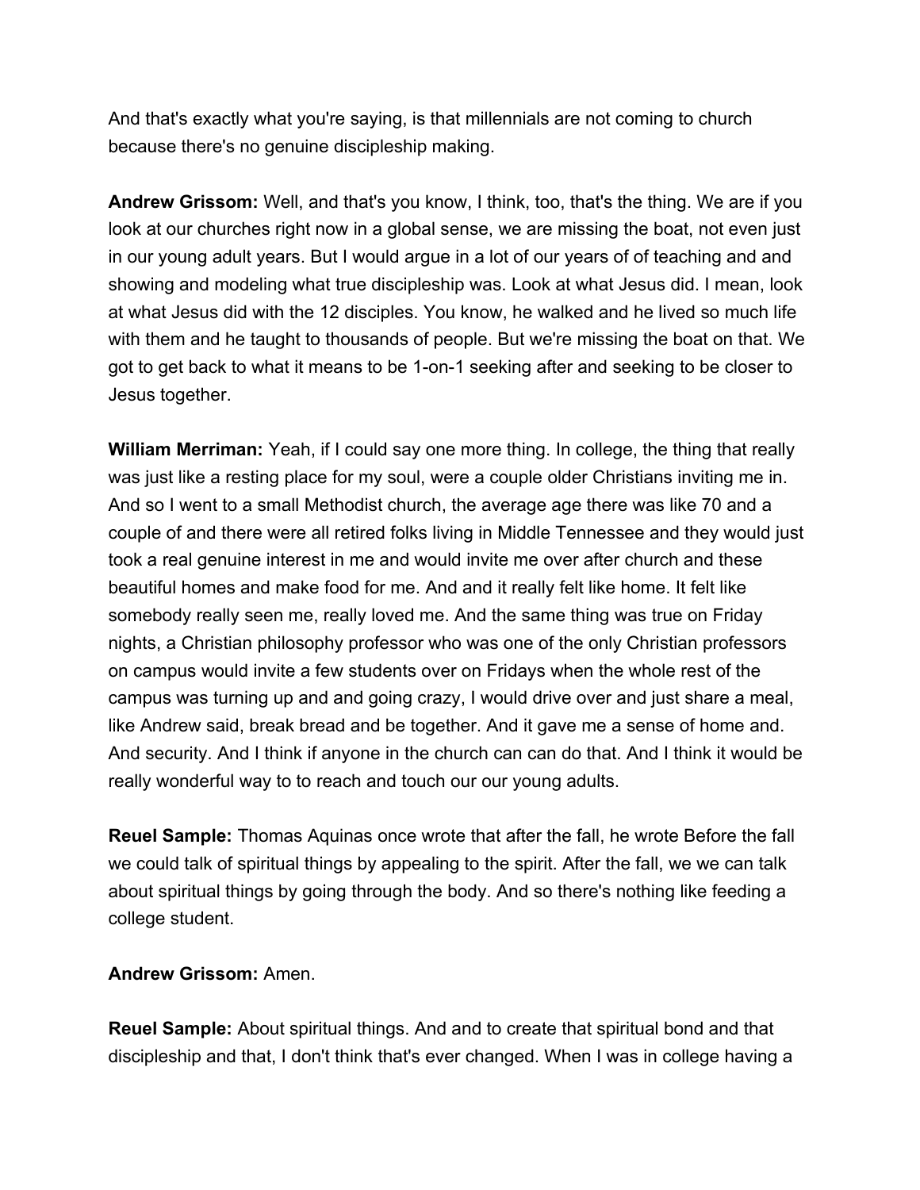And that's exactly what you're saying, is that millennials are not coming to church because there's no genuine discipleship making.

**Andrew Grissom:** Well, and that's you know, I think, too, that's the thing. We are if you look at our churches right now in a global sense, we are missing the boat, not even just in our young adult years. But I would argue in a lot of our years of of teaching and and showing and modeling what true discipleship was. Look at what Jesus did. I mean, look at what Jesus did with the 12 disciples. You know, he walked and he lived so much life with them and he taught to thousands of people. But we're missing the boat on that. We got to get back to what it means to be 1-on-1 seeking after and seeking to be closer to Jesus together.

**William Merriman:** Yeah, if I could say one more thing. In college, the thing that really was just like a resting place for my soul, were a couple older Christians inviting me in. And so I went to a small Methodist church, the average age there was like 70 and a couple of and there were all retired folks living in Middle Tennessee and they would just took a real genuine interest in me and would invite me over after church and these beautiful homes and make food for me. And and it really felt like home. It felt like somebody really seen me, really loved me. And the same thing was true on Friday nights, a Christian philosophy professor who was one of the only Christian professors on campus would invite a few students over on Fridays when the whole rest of the campus was turning up and and going crazy, I would drive over and just share a meal, like Andrew said, break bread and be together. And it gave me a sense of home and. And security. And I think if anyone in the church can can do that. And I think it would be really wonderful way to to reach and touch our our young adults.

**Reuel Sample:** Thomas Aquinas once wrote that after the fall, he wrote Before the fall we could talk of spiritual things by appealing to the spirit. After the fall, we we can talk about spiritual things by going through the body. And so there's nothing like feeding a college student.

**Andrew Grissom:** Amen.

**Reuel Sample:** About spiritual things. And and to create that spiritual bond and that discipleship and that, I don't think that's ever changed. When I was in college having a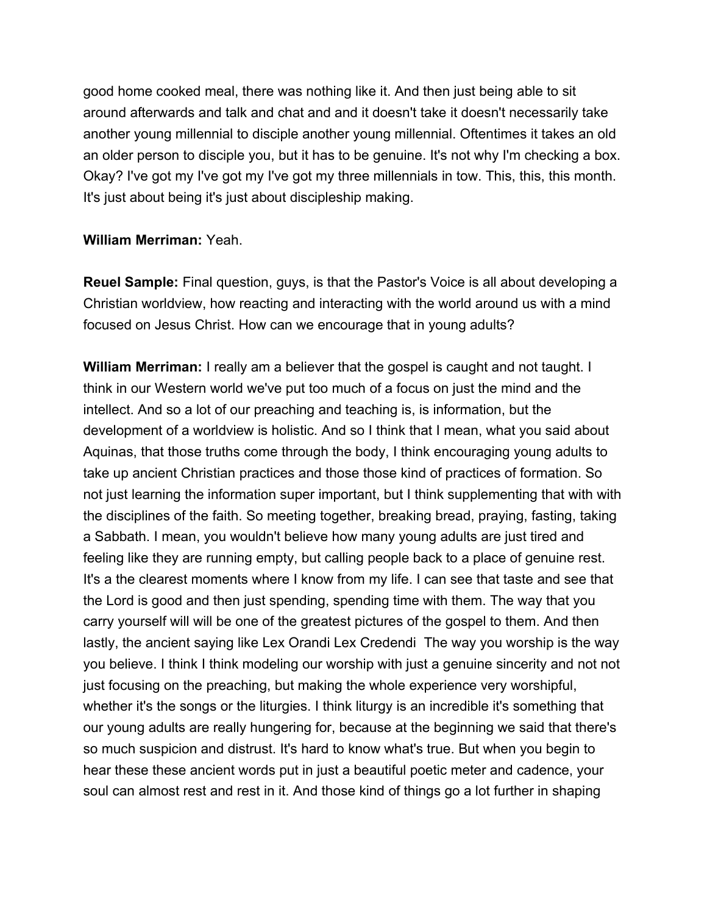good home cooked meal, there was nothing like it. And then just being able to sit around afterwards and talk and chat and and it doesn't take it doesn't necessarily take another young millennial to disciple another young millennial. Oftentimes it takes an old an older person to disciple you, but it has to be genuine. It's not why I'm checking a box. Okay? I've got my I've got my I've got my three millennials in tow. This, this, this month. It's just about being it's just about discipleship making.

**William Merriman:** Yeah.

**Reuel Sample:** Final question, guys, is that the Pastor's Voice is all about developing a Christian worldview, how reacting and interacting with the world around us with a mind focused on Jesus Christ. How can we encourage that in young adults?

**William Merriman:** I really am a believer that the gospel is caught and not taught. I think in our Western world we've put too much of a focus on just the mind and the intellect. And so a lot of our preaching and teaching is, is information, but the development of a worldview is holistic. And so I think that I mean, what you said about Aquinas, that those truths come through the body, I think encouraging young adults to take up ancient Christian practices and those those kind of practices of formation. So not just learning the information super important, but I think supplementing that with with the disciplines of the faith. So meeting together, breaking bread, praying, fasting, taking a Sabbath. I mean, you wouldn't believe how many young adults are just tired and feeling like they are running empty, but calling people back to a place of genuine rest. It's a the clearest moments where I know from my life. I can see that taste and see that the Lord is good and then just spending, spending time with them. The way that you carry yourself will will be one of the greatest pictures of the gospel to them. And then lastly, the ancient saying like Lex Orandi Lex Credendi  The way you worship is the way you believe. I think I think modeling our worship with just a genuine sincerity and not not just focusing on the preaching, but making the whole experience very worshipful, whether it's the songs or the liturgies. I think liturgy is an incredible it's something that our young adults are really hungering for, because at the beginning we said that there's so much suspicion and distrust. It's hard to know what's true. But when you begin to hear these these ancient words put in just a beautiful poetic meter and cadence, your soul can almost rest and rest in it. And those kind of things go a lot further in shaping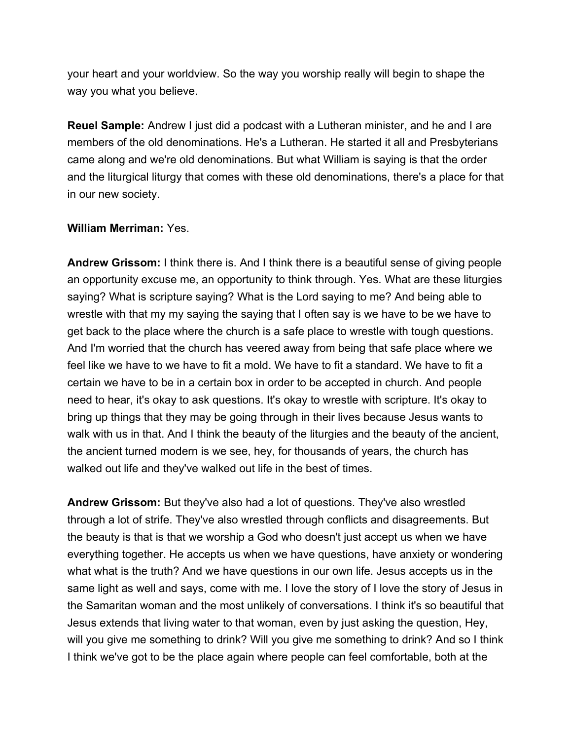your heart and your worldview. So the way you worship really will begin to shape the way you what you believe.

**Reuel Sample:** Andrew I just did a podcast with a Lutheran minister, and he and I are members of the old denominations. He's a Lutheran. He started it all and Presbyterians came along and we're old denominations. But what William is saying is that the order and the liturgical liturgy that comes with these old denominations, there's a place for that in our new society.

**William Merriman:** Yes.

**Andrew Grissom:** I think there is. And I think there is a beautiful sense of giving people an opportunity excuse me, an opportunity to think through. Yes. What are these liturgies saying? What is scripture saying? What is the Lord saying to me? And being able to wrestle with that my my saying the saying that I often say is we have to be we have to get back to the place where the church is a safe place to wrestle with tough questions. And I'm worried that the church has veered away from being that safe place where we feel like we have to we have to fit a mold. We have to fit a standard. We have to fit a certain we have to be in a certain box in order to be accepted in church. And people need to hear, it's okay to ask questions. It's okay to wrestle with scripture. It's okay to bring up things that they may be going through in their lives because Jesus wants to walk with us in that. And I think the beauty of the liturgies and the beauty of the ancient, the ancient turned modern is we see, hey, for thousands of years, the church has walked out life and they've walked out life in the best of times.

**Andrew Grissom:** But they've also had a lot of questions. They've also wrestled through a lot of strife. They've also wrestled through conflicts and disagreements. But the beauty is that is that we worship a God who doesn't just accept us when we have everything together. He accepts us when we have questions, have anxiety or wondering what what is the truth? And we have questions in our own life. Jesus accepts us in the same light as well and says, come with me. I love the story of I love the story of Jesus in the Samaritan woman and the most unlikely of conversations. I think it's so beautiful that Jesus extends that living water to that woman, even by just asking the question, Hey, will you give me something to drink? Will you give me something to drink? And so I think I think we've got to be the place again where people can feel comfortable, both at the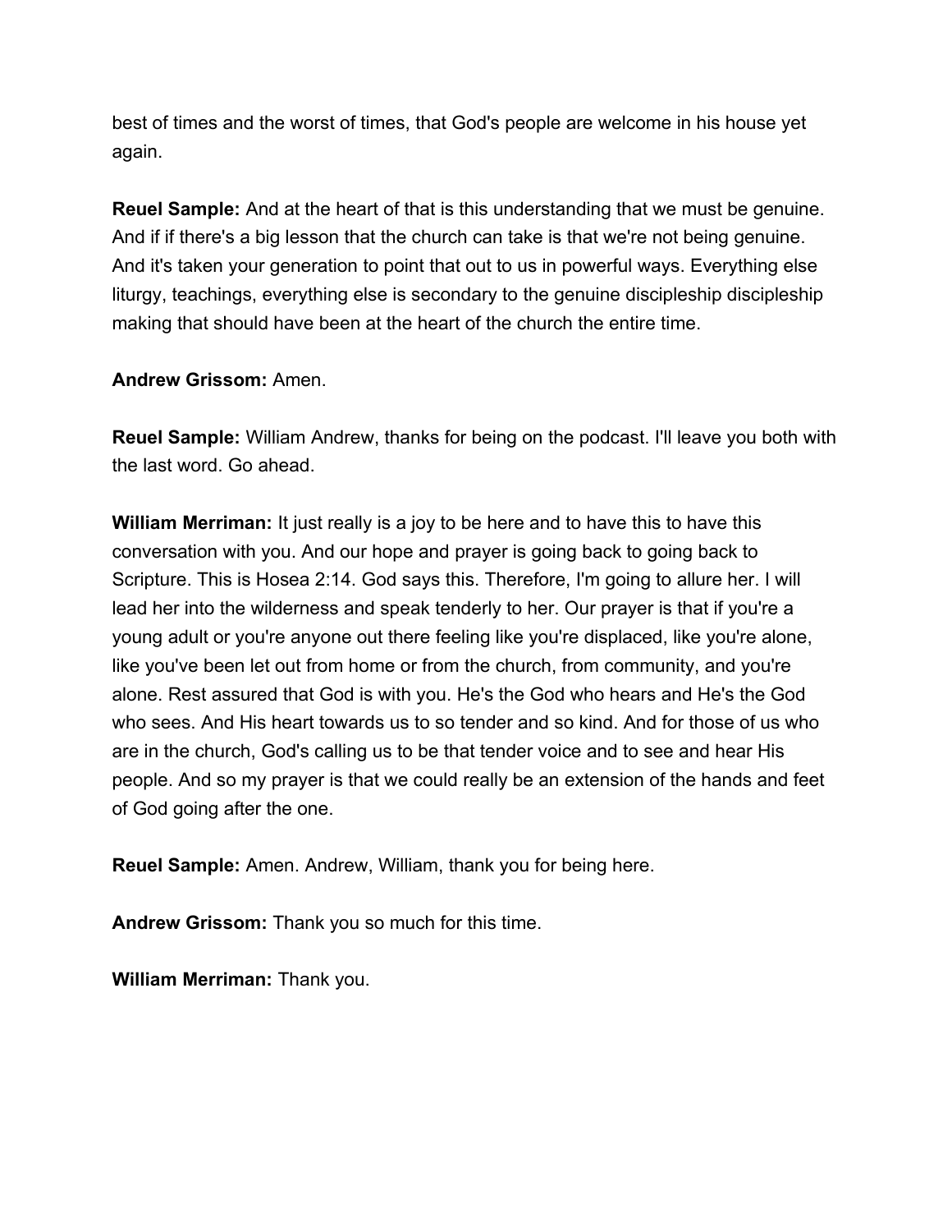best of times and the worst of times, that God's people are welcome in his house yet again.

**Reuel Sample:** And at the heart of that is this understanding that we must be genuine. And if if there's a big lesson that the church can take is that we're not being genuine. And it's taken your generation to point that out to us in powerful ways. Everything else liturgy, teachings, everything else is secondary to the genuine discipleship discipleship making that should have been at the heart of the church the entire time.

**Andrew Grissom:** Amen.

**Reuel Sample:** William Andrew, thanks for being on the podcast. I'll leave you both with the last word. Go ahead.

**William Merriman:** It just really is a joy to be here and to have this to have this conversation with you. And our hope and prayer is going back to going back to Scripture. This is Hosea 2:14. God says this. Therefore, I'm going to allure her. I will lead her into the wilderness and speak tenderly to her. Our prayer is that if you're a young adult or you're anyone out there feeling like you're displaced, like you're alone, like you've been let out from home or from the church, from community, and you're alone. Rest assured that God is with you. He's the God who hears and He's the God who sees. And His heart towards us to so tender and so kind. And for those of us who are in the church, God's calling us to be that tender voice and to see and hear His people. And so my prayer is that we could really be an extension of the hands and feet of God going after the one.

**Reuel Sample:** Amen. Andrew, William, thank you for being here.

**Andrew Grissom:** Thank you so much for this time.

**William Merriman:** Thank you.